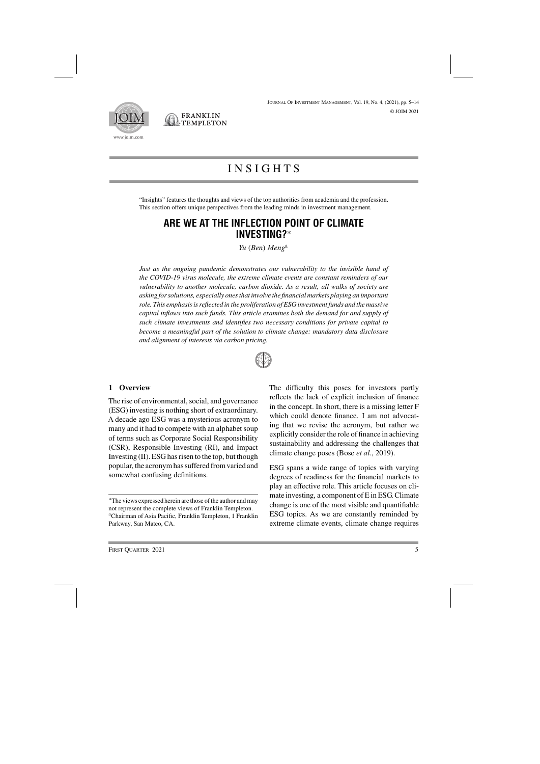# INSIGHTS

"Insights" features the thoughts and views of the top authorities from academia and the profession. This section offers unique perspectives from the leading minds in investment management.

## ARE WE AT THE INFLECTION POINT OF CLIMATE INVESTING?*

*Yu (Ben) Meng*[a]

*Just as the ongoing pandemic demonstrates our vulnerability to the invisible hand of the COVID-19 virus molecule, the extreme climate events are constant reminders of our vulnerability to another molecule, carbon dioxide. As a result, all walks of society are asking for solutions, especially ones that involve the financial markets playing an important role. This emphasis is reflected in the proliferation of ESG investment funds and the massive capital inflows into such funds. This article examines both the demand for and supply of such climate investments and identifies two necessary conditions for private capital to become a meaningful part of the solution to climate change: mandatory data disclosure and alignment of interests via carbon pricing.*

### 1 Overview

The rise of environmental, social, and governance (ESG) investing is nothing short of extraordinary. A decade ago ESG was a mysterious acronym to many and it had to compete with an alphabet soup of terms such as Corporate Social Responsibility (CSR), Responsible Investing (RI), and Impact Investing (II). ESG has risen to the top, but though popular, the acronym has suffered from varied and somewhat confusing definitions.

The difficulty this poses for investors partly reflects the lack of explicit inclusion of finance in the concept. In short, there is a missing letter F which could denote finance. I am not advocating that we revise the acronym, but rather we explicitly consider the role of finance in achieving sustainability and addressing the challenges that climate change poses (Bose *et al.*, 2019).

ESG spans a wide range of topics with varying degrees of readiness for the financial markets to play an effective role. This article focuses on climate investing, a component of E in ESG. Climate change is one of the most visible and quantifiable ESG topics. As we are constantly reminded by extreme climate events, climate change requires

*The views expressed herein are those of the author and may not represent the complete views of Franklin Templeton.

[a]Chairman of Asia Pacific, Franklin Templeton, 1 Franklin Parkway, San Mateo, CA.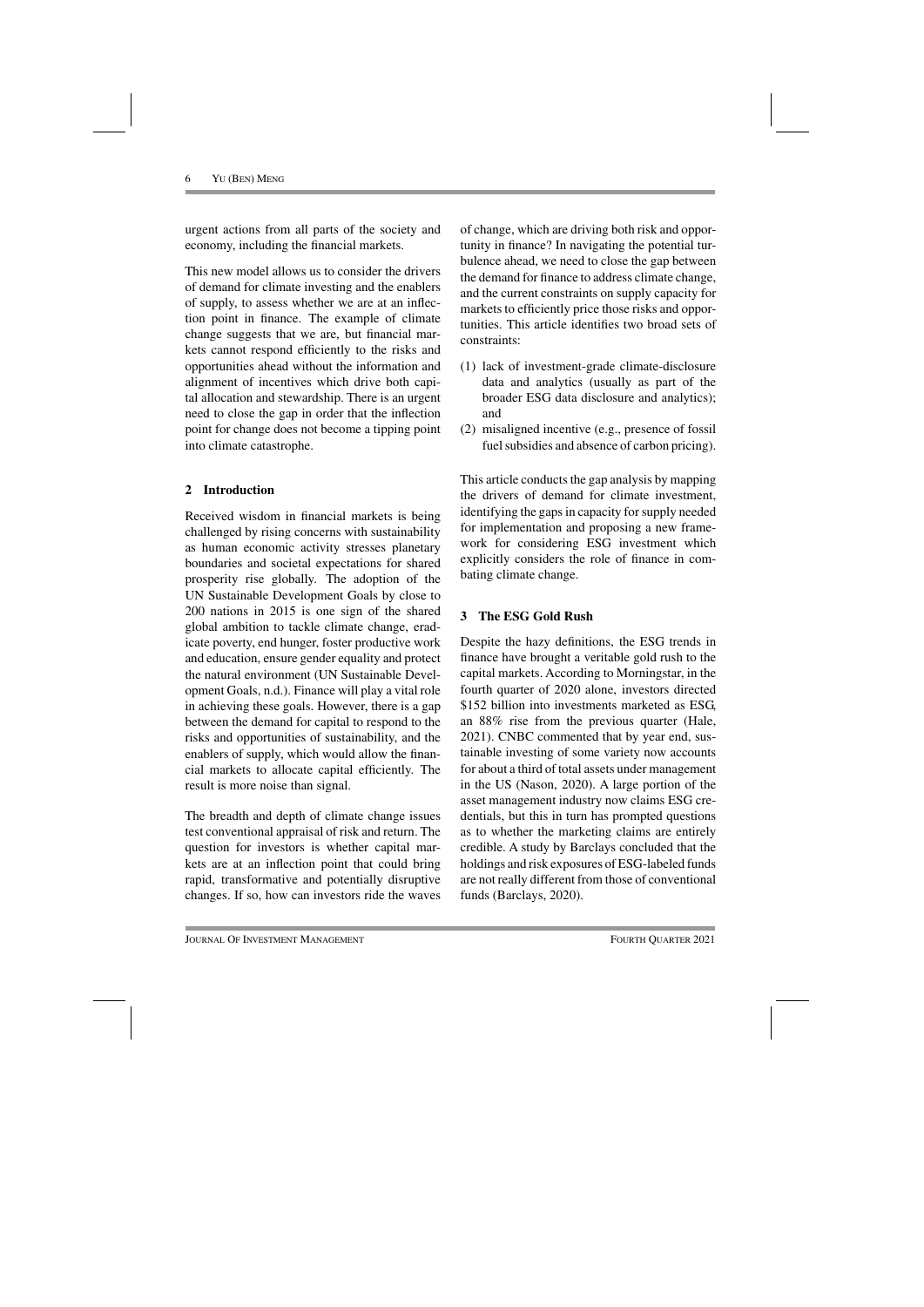urgent actions from all parts of the society and economy, including the financial markets.

This new model allows us to consider the drivers of demand for climate investing and the enablers of supply, to assess whether we are at an inflection point in finance. The example of climate change suggests that we are, but financial markets cannot respond efficiently to the risks and opportunities ahead without the information and alignment of incentives which drive both capital allocation and stewardship. There is an urgent need to close the gap in order that the inflection point for change does not become a tipping point into climate catastrophe.

## 2 Introduction

Received wisdom in financial markets is being challenged by rising concerns with sustainability as human economic activity stresses planetary boundaries and societal expectations for shared prosperity rise globally. The adoption of the UN Sustainable Development Goals by close to 200 nations in 2015 is one sign of the shared global ambition to tackle climate change, eradicate poverty, end hunger, foster productive work and education, ensure gender equality and protect the natural environment (UN Sustainable Development Goals, n.d.). Finance will play a vital role in achieving these goals. However, there is a gap between the demand for capital to respond to the risks and opportunities of sustainability, and the enablers of supply, which would allow the financial markets to allocate capital efficiently. The result is more noise than signal.

The breadth and depth of climate change issues test conventional appraisal of risk and return. The question for investors is whether capital markets are at an inflection point that could bring rapid, transformative and potentially disruptive changes. If so, how can investors ride the waves of change, which are driving both risk and opportunity in finance? In navigating the potential turbulence ahead, we need to close the gap between the demand for finance to address climate change, and the current constraints on supply capacity for markets to efficiently price those risks and opportunities. This article identifies two broad sets of constraints:

(1) lack of investment-grade climate-disclosure data and analytics (usually as part of the broader ESG data disclosure and analytics); and
(2) misaligned incentive (e.g., presence of fossil fuel subsidies and absence of carbon pricing).

This article conducts the gap analysis by mapping the drivers of demand for climate investment, identifying the gaps in capacity for supply needed for implementation and proposing a new framework for considering ESG investment which explicitly considers the role of finance in combating climate change.

## 3 The ESG Gold Rush

Despite the hazy definitions, the ESG trends in finance have brought a veritable gold rush to the capital markets. According to Morningstar, in the fourth quarter of 2020 alone, investors directed \$152 billion into investments marketed as ESG, an 88% rise from the previous quarter (Hale, 2021). CNBC commented that by year end, sustainable investing of some variety now accounts for about a third of total assets under management in the US (Nason, 2020). A large portion of the asset management industry now claims ESG credentials, but this in turn has prompted questions as to whether the marketing claims are entirely credible. A study by Barclays concluded that the holdings and risk exposures of ESG-labeled funds are not really different from those of conventional funds (Barclays, 2020).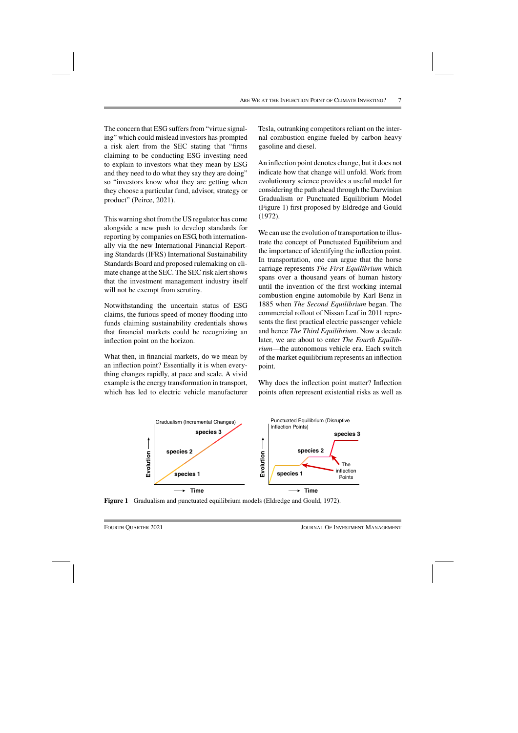The concern that ESG suffers from "virtue signaling" which could mislead investors has prompted a risk alert from the SEC stating that "firms claiming to be conducting ESG investing need to explain to investors what they mean by ESG and they need to do what they say they are doing" so "investors know what they are getting when they choose a particular fund, advisor, strategy or product" (Peirce, 2021).

This warning shot from the US regulator has come alongside a new push to develop standards for reporting by companies on ESG, both internationally via the new International Financial Reporting Standards (IFRS) International Sustainability Standards Board and proposed rulemaking on climate change at the SEC. The SEC risk alert shows that the investment management industry itself will not be exempt from scrutiny.

Notwithstanding the uncertain status of ESG claims, the furious speed of money flooding into funds claiming sustainability credentials shows that financial markets could be recognizing an inflection point on the horizon.

What then, in financial markets, do we mean by an inflection point? Essentially it is when everything changes rapidly, at pace and scale. A vivid example is the energy transformation in transport, which has led to electric vehicle manufacturer Tesla, outranking competitors reliant on the internal combustion engine fueled by carbon heavy gasoline and diesel.

An inflection point denotes change, but it does not indicate how that change will unfold. Work from evolutionary science provides a useful model for considering the path ahead through the Darwinian Gradualism or Punctuated Equilibrium Model (Figure 1) first proposed by Eldredge and Gould (1972).

We can use the evolution of transportation to illustrate the concept of Punctuated Equilibrium and the importance of identifying the inflection point. In transportation, one can argue that the horse carriage represents *The First Equilibrium* which spans over a thousand years of human history until the invention of the first working internal combustion engine automobile by Karl Benz in 1885 when *The Second Equilibrium* began. The commercial rollout of Nissan Leaf in 2011 represents the first practical electric passenger vehicle and hence *The Third Equilibrium*. Now a decade later, we are about to enter *The Fourth Equilibrium*—the autonomous vehicle era. Each switch of the market equilibrium represents an inflection point.

Why does the inflection point matter? Inflection points often represent existential risks as well as

**Figure 1** Gradualism and punctuated equilibrium models (Eldredge and Gould, 1972).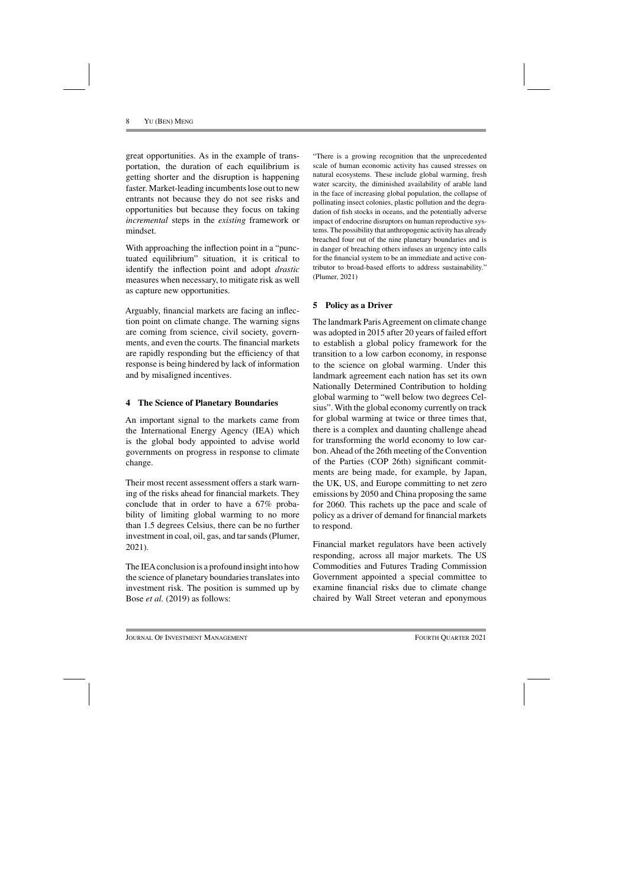great opportunities. As in the example of transportation, the duration of each equilibrium is getting shorter and the disruption is happening faster. Market-leading incumbents lose out to new entrants not because they do not see risks and opportunities but because they focus on taking *incremental* steps in the *existing* framework or mindset.

With approaching the inflection point in a "punctuated equilibrium" situation, it is critical to identify the inflection point and adopt *drastic* measures when necessary, to mitigate risk as well as capture new opportunities.

Arguably, financial markets are facing an inflection point on climate change. The warning signs are coming from science, civil society, governments, and even the courts. The financial markets are rapidly responding but the efficiency of that response is being hindered by lack of information and by misaligned incentives.

## 4 The Science of Planetary Boundaries

An important signal to the markets came from the International Energy Agency (IEA) which is the global body appointed to advise world governments on progress in response to climate change.

Their most recent assessment offers a stark warning of the risks ahead for financial markets. They conclude that in order to have a 67% probability of limiting global warming to no more than 1.5 degrees Celsius, there can be no further investment in coal, oil, gas, and tar sands (Plumer, 2021).

The IEA conclusion is a profound insight into how the science of planetary boundaries translates into investment risk. The position is summed up by Bose *et al.* (2019) as follows:

> "There is a growing recognition that the unprecedented scale of human economic activity has caused stresses on natural ecosystems. These include global warming, fresh water scarcity, the diminished availability of arable land in the face of increasing global population, the collapse of pollinating insect colonies, plastic pollution and the degradation of fish stocks in oceans, and the potentially adverse impact of endocrine disruptors on human reproductive systems. The possibility that anthropogenic activity has already breached four out of the nine planetary boundaries and is in danger of breaching others infuses an urgency into calls for the financial system to be an immediate and active contributor to broad-based efforts to address sustainability." (Plumer, 2021)

## 5 Policy as a Driver

The landmark Paris Agreement on climate change was adopted in 2015 after 20 years of failed effort to establish a global policy framework for the transition to a low carbon economy, in response to the science on global warming. Under this landmark agreement each nation has set its own Nationally Determined Contribution to holding global warming to "well below two degrees Celsius". With the global economy currently on track for global warming at twice or three times that, there is a complex and daunting challenge ahead for transforming the world economy to low carbon. Ahead of the 26th meeting of the Convention of the Parties (COP 26th) significant commitments are being made, for example, by Japan, the UK, US, and Europe committing to net zero emissions by 2050 and China proposing the same for 2060. This rachets up the pace and scale of policy as a driver of demand for financial markets to respond.

Financial market regulators have been actively responding, across all major markets. The US Commodities and Futures Trading Commission Government appointed a special committee to examine financial risks due to climate change chaired by Wall Street veteran and eponymous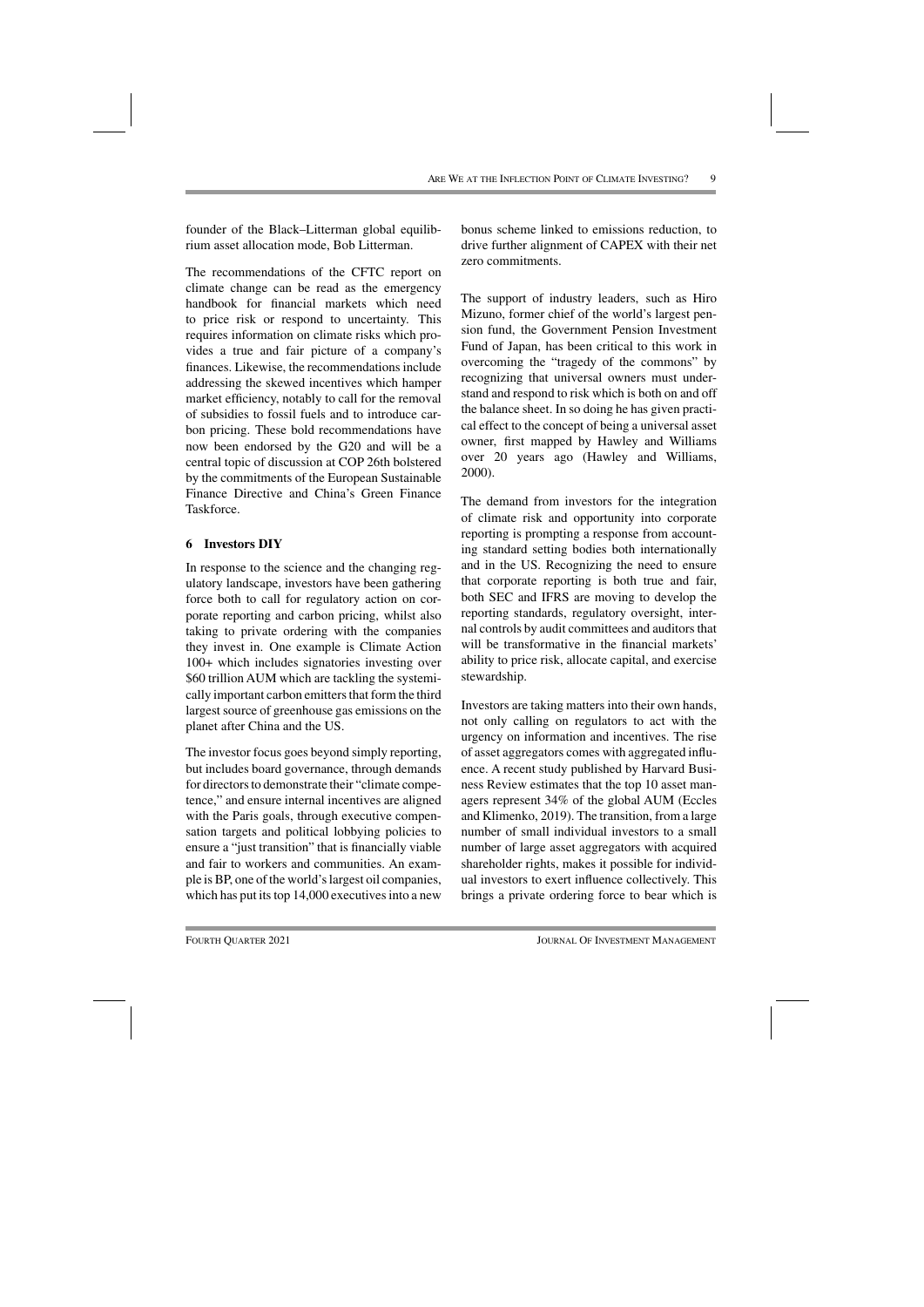founder of the Black–Litterman global equilibrium asset allocation mode, Bob Litterman.

The recommendations of the CFTC report on climate change can be read as the emergency handbook for financial markets which need to price risk or respond to uncertainty. This requires information on climate risks which provides a true and fair picture of a company's finances. Likewise, the recommendations include addressing the skewed incentives which hamper market efficiency, notably to call for the removal of subsidies to fossil fuels and to introduce carbon pricing. These bold recommendations have now been endorsed by the G20 and will be a central topic of discussion at COP 26th bolstered by the commitments of the European Sustainable Finance Directive and China's Green Finance Taskforce.

## 6 Investors DIY

In response to the science and the changing regulatory landscape, investors have been gathering force both to call for regulatory action on corporate reporting and carbon pricing, whilst also taking to private ordering with the companies they invest in. One example is Climate Action 100+ which includes signatories investing over $60 trillion AUM which are tackling the systemically important carbon emitters that form the third largest source of greenhouse gas emissions on the planet after China and the US.

The investor focus goes beyond simply reporting, but includes board governance, through demands for directors to demonstrate their "climate competence," and ensure internal incentives are aligned with the Paris goals, through executive compensation targets and political lobbying policies to ensure a "just transition" that is financially viable and fair to workers and communities. An example is BP, one of the world's largest oil companies, which has put its top 14,000 executives into a new bonus scheme linked to emissions reduction, to drive further alignment of CAPEX with their net zero commitments.

The support of industry leaders, such as Hiro Mizuno, former chief of the world's largest pension fund, the Government Pension Investment Fund of Japan, has been critical to this work in overcoming the "tragedy of the commons" by recognizing that universal owners must understand and respond to risk which is both on and off the balance sheet. In so doing he has given practical effect to the concept of being a universal asset owner, first mapped by Hawley and Williams over 20 years ago (Hawley and Williams, 2000).

The demand from investors for the integration of climate risk and opportunity into corporate reporting is prompting a response from accounting standard setting bodies both internationally and in the US. Recognizing the need to ensure that corporate reporting is both true and fair, both SEC and IFRS are moving to develop the reporting standards, regulatory oversight, internal controls by audit committees and auditors that will be transformative in the financial markets' ability to price risk, allocate capital, and exercise stewardship.

Investors are taking matters into their own hands, not only calling on regulators to act with the urgency on information and incentives. The rise of asset aggregators comes with aggregated influence. A recent study published by Harvard Business Review estimates that the top 10 asset managers represent 34% of the global AUM (Eccles and Klimenko, 2019). The transition, from a large number of small individual investors to a small number of large asset aggregators with acquired shareholder rights, makes it possible for individual investors to exert influence collectively. This brings a private ordering force to bear which is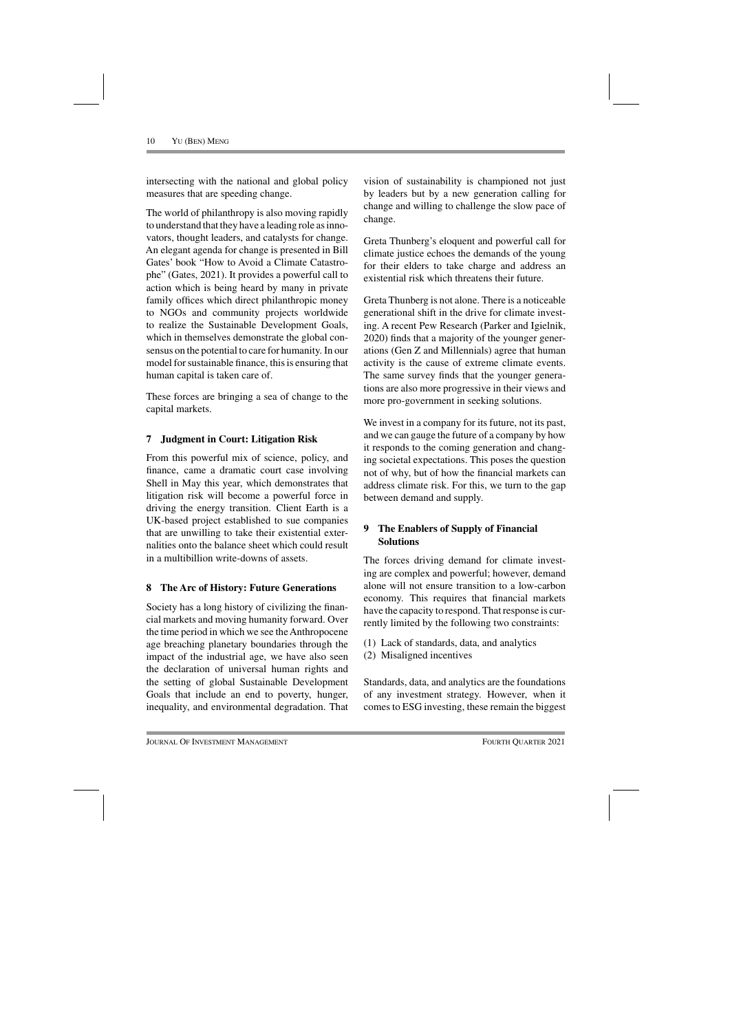intersecting with the national and global policy measures that are speeding change.

The world of philanthropy is also moving rapidly to understand that they have a leading role as innovators, thought leaders, and catalysts for change. An elegant agenda for change is presented in Bill Gates' book "How to Avoid a Climate Catastrophe" (Gates, 2021). It provides a powerful call to action which is being heard by many in private family offices which direct philanthropic money to NGOs and community projects worldwide to realize the Sustainable Development Goals, which in themselves demonstrate the global consensus on the potential to care for humanity. In our model for sustainable finance, this is ensuring that human capital is taken care of.

These forces are bringing a sea of change to the capital markets.

## 7 Judgment in Court: Litigation Risk

From this powerful mix of science, policy, and finance, came a dramatic court case involving Shell in May this year, which demonstrates that litigation risk will become a powerful force in driving the energy transition. Client Earth is a UK-based project established to sue companies that are unwilling to take their existential externalities onto the balance sheet which could result in a multibillion write-downs of assets.

## 8 The Arc of History: Future Generations

Society has a long history of civilizing the financial markets and moving humanity forward. Over the time period in which we see the Anthropocene age breaching planetary boundaries through the impact of the industrial age, we have also seen the declaration of universal human rights and the setting of global Sustainable Development Goals that include an end to poverty, hunger, inequality, and environmental degradation. That vision of sustainability is championed not just by leaders but by a new generation calling for change and willing to challenge the slow pace of change.

Greta Thunberg's eloquent and powerful call for climate justice echoes the demands of the young for their elders to take charge and address an existential risk which threatens their future.

Greta Thunberg is not alone. There is a noticeable generational shift in the drive for climate investing. A recent Pew Research (Parker and Igielnik, 2020) finds that a majority of the younger generations (Gen Z and Millennials) agree that human activity is the cause of extreme climate events. The same survey finds that the younger generations are also more progressive in their views and more pro-government in seeking solutions.

We invest in a company for its future, not its past, and we can gauge the future of a company by how it responds to the coming generation and changing societal expectations. This poses the question not of why, but of how the financial markets can address climate risk. For this, we turn to the gap between demand and supply.

## 9 The Enablers of Supply of Financial Solutions

The forces driving demand for climate investing are complex and powerful; however, demand alone will not ensure transition to a low-carbon economy. This requires that financial markets have the capacity to respond. That response is currently limited by the following two constraints:

(1) Lack of standards, data, and analytics
(2) Misaligned incentives

Standards, data, and analytics are the foundations of any investment strategy. However, when it comes to ESG investing, these remain the biggest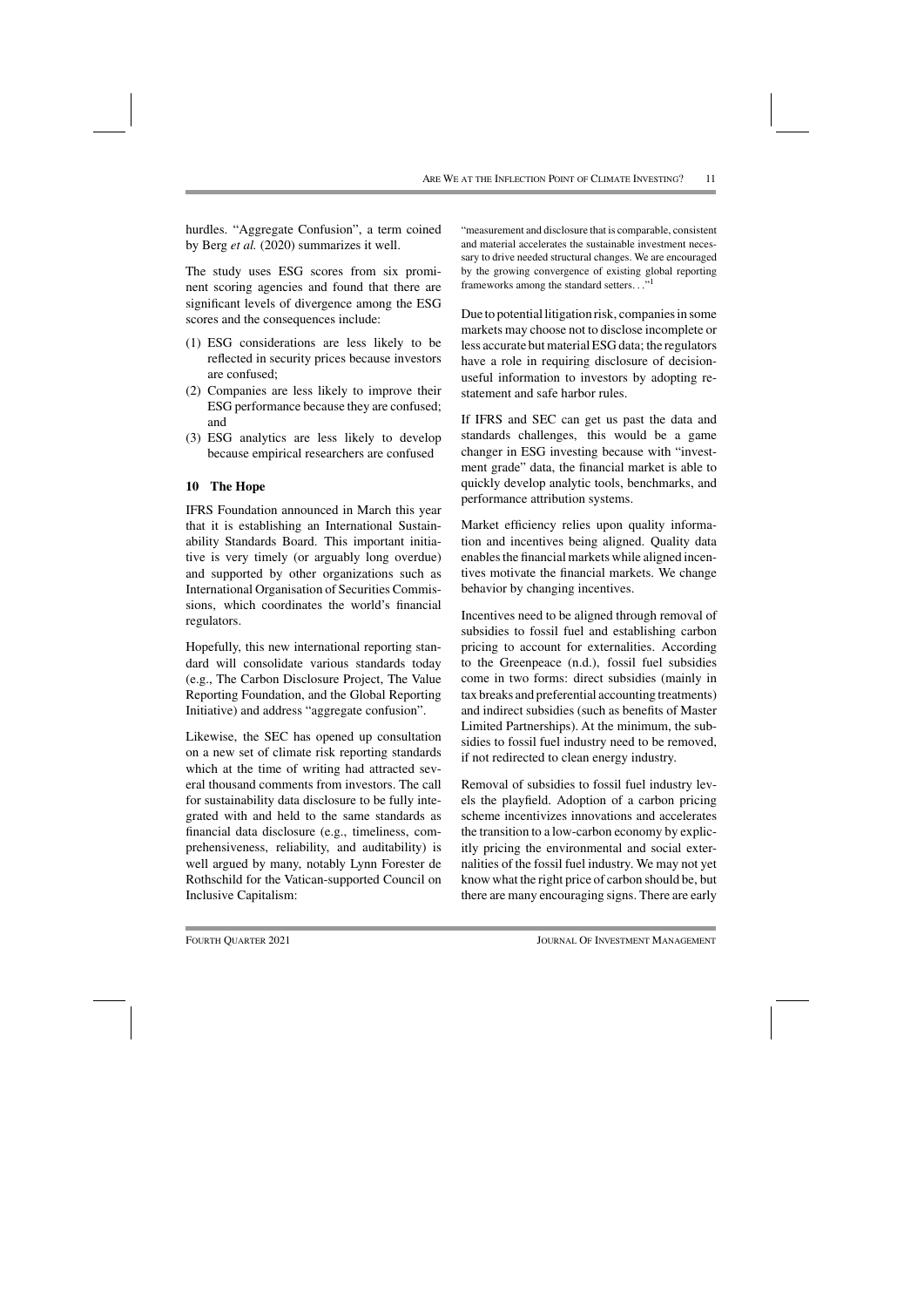hurdles. "Aggregate Confusion", a term coined by Berg *et al.* (2020) summarizes it well.

The study uses ESG scores from six prominent scoring agencies and found that there are significant levels of divergence among the ESG scores and the consequences include:

(1) ESG considerations are less likely to be reflected in security prices because investors are confused;
(2) Companies are less likely to improve their ESG performance because they are confused; and
(3) ESG analytics are less likely to develop because empirical researchers are confused

## 10 The Hope

IFRS Foundation announced in March this year that it is establishing an International Sustainability Standards Board. This important initiative is very timely (or arguably long overdue) and supported by other organizations such as International Organisation of Securities Commissions, which coordinates the world's financial regulators.

Hopefully, this new international reporting standard will consolidate various standards today (e.g., The Carbon Disclosure Project, The Value Reporting Foundation, and the Global Reporting Initiative) and address "aggregate confusion".

Likewise, the SEC has opened up consultation on a new set of climate risk reporting standards which at the time of writing had attracted several thousand comments from investors. The call for sustainability data disclosure to be fully integrated with and held to the same standards as financial data disclosure (e.g., timeliness, comprehensiveness, reliability, and auditability) is well argued by many, notably Lynn Forester de Rothschild for the Vatican-supported Council on Inclusive Capitalism:

> "measurement and disclosure that is comparable, consistent and material accelerates the sustainable investment necessary to drive needed structural changes. We are encouraged by the growing convergence of existing global reporting frameworks among the standard setters…"[1]

Due to potential litigation risk, companies in some markets may choose not to disclose incomplete or less accurate but material ESG data; the regulators have a role in requiring disclosure of decision-useful information to investors by adopting restatement and safe harbor rules.

If IFRS and SEC can get us past the data and standards challenges, this would be a game changer in ESG investing because with "investment grade" data, the financial market is able to quickly develop analytic tools, benchmarks, and performance attribution systems.

Market efficiency relies upon quality information and incentives being aligned. Quality data enables the financial markets while aligned incentives motivate the financial markets. We change behavior by changing incentives.

Incentives need to be aligned through removal of subsidies to fossil fuel and establishing carbon pricing to account for externalities. According to the Greenpeace (n.d.), fossil fuel subsidies come in two forms: direct subsidies (mainly in tax breaks and preferential accounting treatments) and indirect subsidies (such as benefits of Master Limited Partnerships). At the minimum, the subsidies to fossil fuel industry need to be removed, if not redirected to clean energy industry.

Removal of subsidies to fossil fuel industry levels the playfield. Adoption of a carbon pricing scheme incentivizes innovations and accelerates the transition to a low-carbon economy by explicitly pricing the environmental and social externalities of the fossil fuel industry. We may not yet know what the right price of carbon should be, but there are many encouraging signs. There are early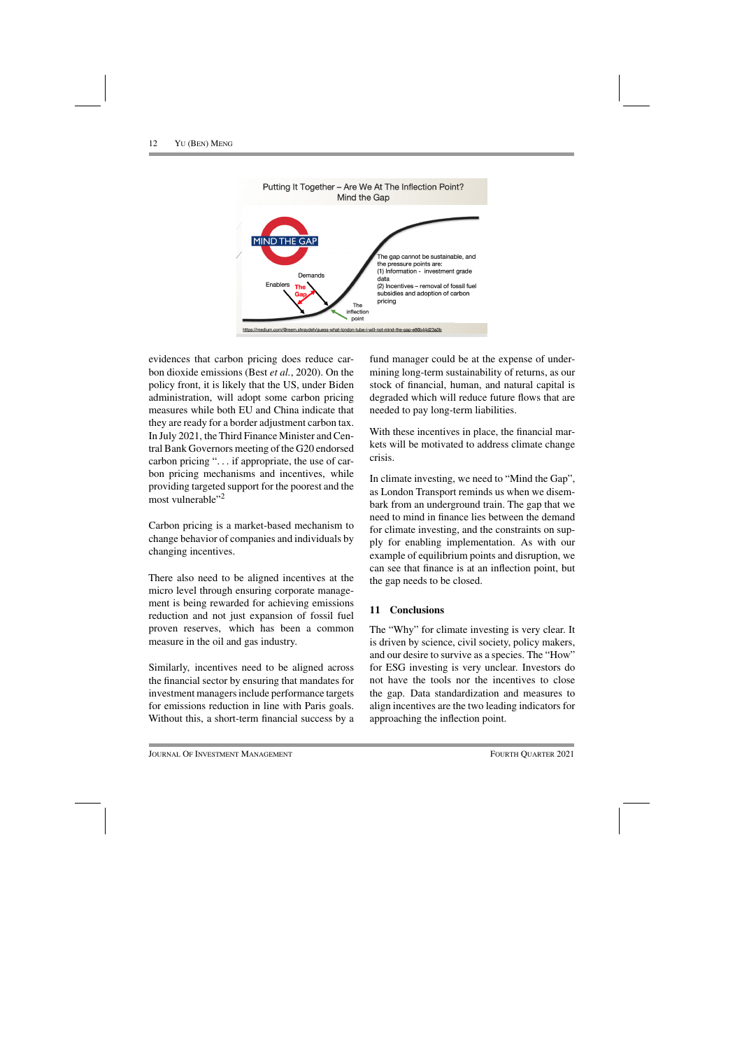evidences that carbon pricing does reduce carbon dioxide emissions (Best *et al.*, 2020). On the policy front, it is likely that the US, under Biden administration, will adopt some carbon pricing measures while both EU and China indicate that they are ready for a border adjustment carbon tax. In July 2021, the Third Finance Minister and Central Bank Governors meeting of the G20 endorsed carbon pricing "... if appropriate, the use of carbon pricing mechanisms and incentives, while providing targeted support for the poorest and the most vulnerable"[2]

Carbon pricing is a market-based mechanism to change behavior of companies and individuals by changing incentives.

There also need to be aligned incentives at the micro level through ensuring corporate management is being rewarded for achieving emissions reduction and not just expansion of fossil fuel proven reserves, which has been a common measure in the oil and gas industry.

Similarly, incentives need to be aligned across the financial sector by ensuring that mandates for investment managers include performance targets for emissions reduction in line with Paris goals. Without this, a short-term financial success by a fund manager could be at the expense of undermining long-term sustainability of returns, as our stock of financial, human, and natural capital is degraded which will reduce future flows that are needed to pay long-term liabilities.

With these incentives in place, the financial markets will be motivated to address climate change crisis.

In climate investing, we need to "Mind the Gap", as London Transport reminds us when we disembark from an underground train. The gap that we need to mind in finance lies between the demand for climate investing, and the constraints on supply for enabling implementation. As with our example of equilibrium points and disruption, we can see that finance is at an inflection point, but the gap needs to be closed.

## 11 Conclusions

The "Why" for climate investing is very clear. It is driven by science, civil society, policy makers, and our desire to survive as a species. The "How" for ESG investing is very unclear. Investors do not have the tools nor the incentives to close the gap. Data standardization and measures to align incentives are the two leading indicators for approaching the inflection point.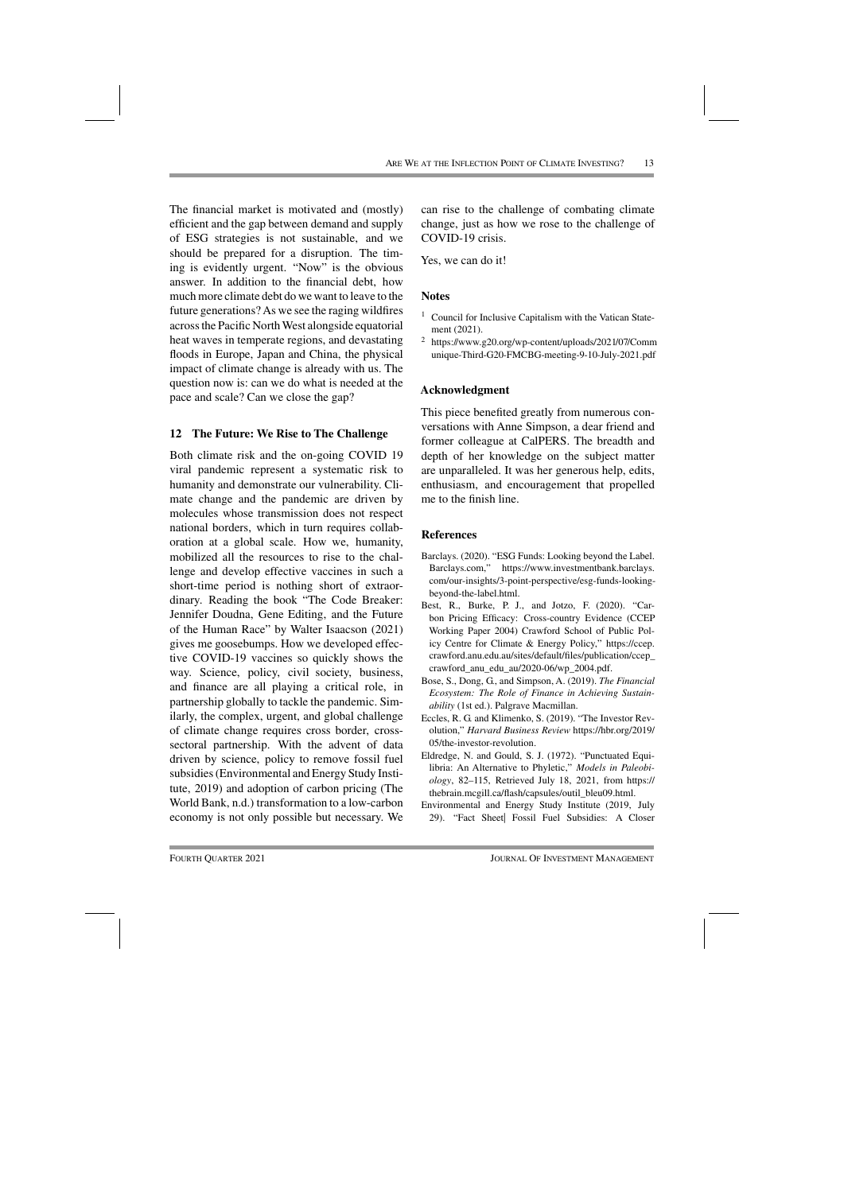The financial market is motivated and (mostly) efficient and the gap between demand and supply of ESG strategies is not sustainable, and we should be prepared for a disruption. The timing is evidently urgent. "Now" is the obvious answer. In addition to the financial debt, how much more climate debt do we want to leave to the future generations? As we see the raging wildfires across the Pacific North West alongside equatorial heat waves in temperate regions, and devastating floods in Europe, Japan and China, the physical impact of climate change is already with us. The question now is: can we do what is needed at the pace and scale? Can we close the gap?

## 12 The Future: We Rise to The Challenge

Both climate risk and the on-going COVID 19 viral pandemic represent a systematic risk to humanity and demonstrate our vulnerability. Climate change and the pandemic are driven by molecules whose transmission does not respect national borders, which in turn requires collaboration at a global scale. How we, humanity, mobilized all the resources to rise to the challenge and develop effective vaccines in such a short-time period is nothing short of extraordinary. Reading the book "The Code Breaker: Jennifer Doudna, Gene Editing, and the Future of the Human Race" by Walter Isaacson (2021) gives me goosebumps. How we developed effective COVID-19 vaccines so quickly shows the way. Science, policy, civil society, business, and finance are all playing a critical role, in partnership globally to tackle the pandemic. Similarly, the complex, urgent, and global challenge of climate change requires cross border, cross-sectoral partnership. With the advent of data driven by science, policy to remove fossil fuel subsidies (Environmental and Energy Study Institute, 2019) and adoption of carbon pricing (The World Bank, n.d.) transformation to a low-carbon economy is not only possible but necessary. We can rise to the challenge of combating climate change, just as how we rose to the challenge of COVID-19 crisis.

Yes, we can do it!

### Notes

[1] Council for Inclusive Capitalism with the Vatican Statement (2021).

[2] https://www.g20.org/wp-content/uploads/2021/07/Communique-Third-G20-FMCBG-meeting-9-10-July-2021.pdf

### Acknowledgment

This piece benefited greatly from numerous conversations with Anne Simpson, a dear friend and former colleague at CalPERS. The breadth and depth of her knowledge on the subject matter are unparalleled. It was her generous help, edits, enthusiasm, and encouragement that propelled me to the finish line.

### References

Barclays. (2020). "ESG Funds: Looking beyond the Label. Barclays.com," https://www.investmentbank.barclays.com/our-insights/3-point-perspective/esg-funds-looking-beyond-the-label.html.

Best, R., Burke, P. J., and Jotzo, F. (2020). "Carbon Pricing Efficacy: Cross-country Evidence (CCEP Working Paper 2004) Crawford School of Public Policy Centre for Climate & Energy Policy," https://ccep.crawford.anu.edu.au/sites/default/files/publication/ccep_crawford_anu_edu_au/2020-06/wp_2004.pdf.

Bose, S., Dong, G., and Simpson, A. (2019). *The Financial Ecosystem: The Role of Finance in Achieving Sustainability* (1st ed.). Palgrave Macmillan.

Eccles, R. G. and Klimenko, S. (2019). "The Investor Revolution," *Harvard Business Review* https://hbr.org/2019/05/the-investor-revolution.

Eldredge, N. and Gould, S. J. (1972). "Punctuated Equilibria: An Alternative to Phyletic," *Models in Paleobiology*, 82–115, Retrieved July 18, 2021, from https://thebrain.mcgill.ca/flash/capsules/outil_bleu09.html.

Environmental and Energy Study Institute (2019, July 29). "Fact Sheet| Fossil Fuel Subsidies: A Closer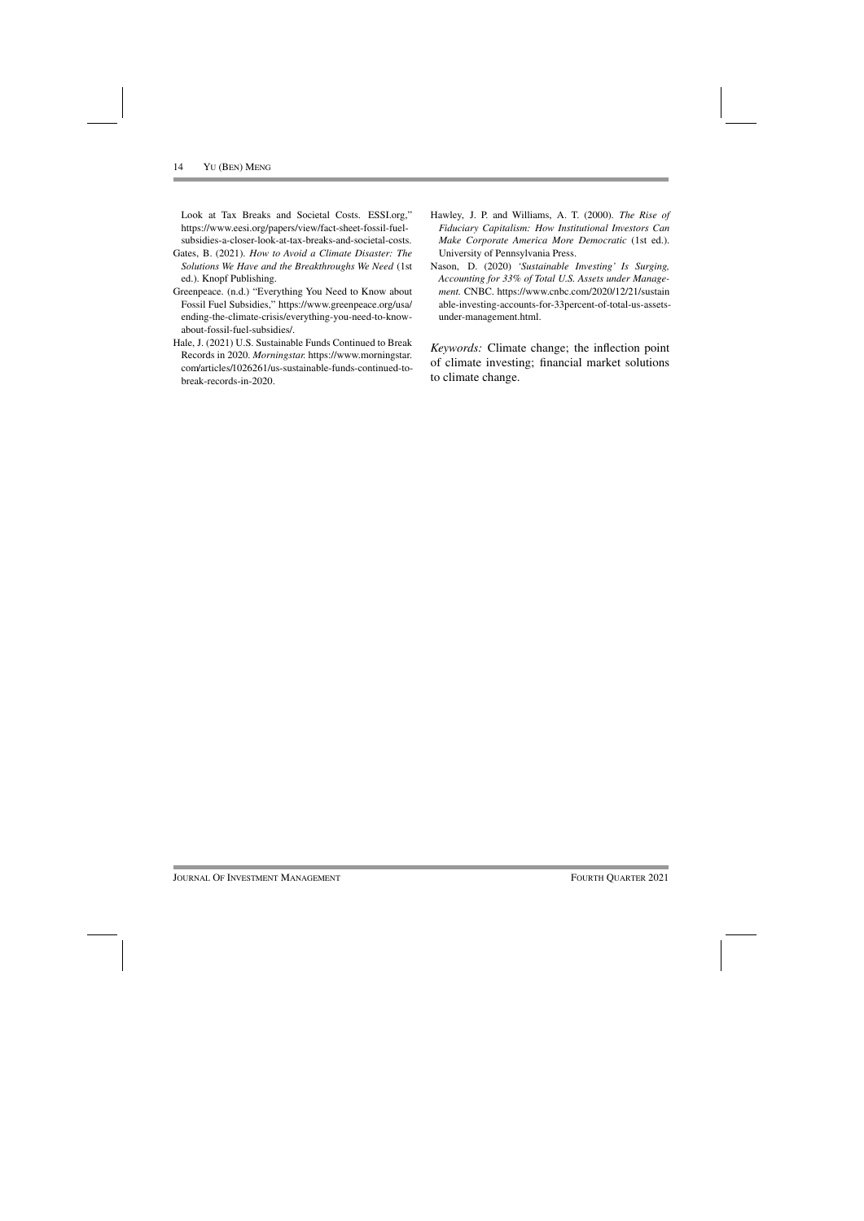Look at Tax Breaks and Societal Costs. ESSI.org," https://www.eesi.org/papers/view/fact-sheet-fossil-fuel-subsidies-a-closer-look-at-tax-breaks-and-societal-costs.

Gates, B. (2021). *How to Avoid a Climate Disaster: The Solutions We Have and the Breakthroughs We Need* (1st ed.). Knopf Publishing.

Greenpeace. (n.d.) "Everything You Need to Know about Fossil Fuel Subsidies," https://www.greenpeace.org/usa/ending-the-climate-crisis/everything-you-need-to-know-about-fossil-fuel-subsidies/.

Hale, J. (2021) U.S. Sustainable Funds Continued to Break Records in 2020. *Morningstar.* https://www.morningstar.com/articles/1026261/us-sustainable-funds-continued-to-break-records-in-2020.

Hawley, J. P. and Williams, A. T. (2000). *The Rise of Fiduciary Capitalism: How Institutional Investors Can Make Corporate America More Democratic* (1st ed.). University of Pennsylvania Press.

Nason, D. (2020) *'Sustainable Investing' Is Surging, Accounting for 33% of Total U.S. Assets under Management.* CNBC. https://www.cnbc.com/2020/12/21/sustainable-investing-accounts-for-33percent-of-total-us-assets-under-management.html.

*Keywords:* Climate change; the inflection point of climate investing; financial market solutions to climate change.